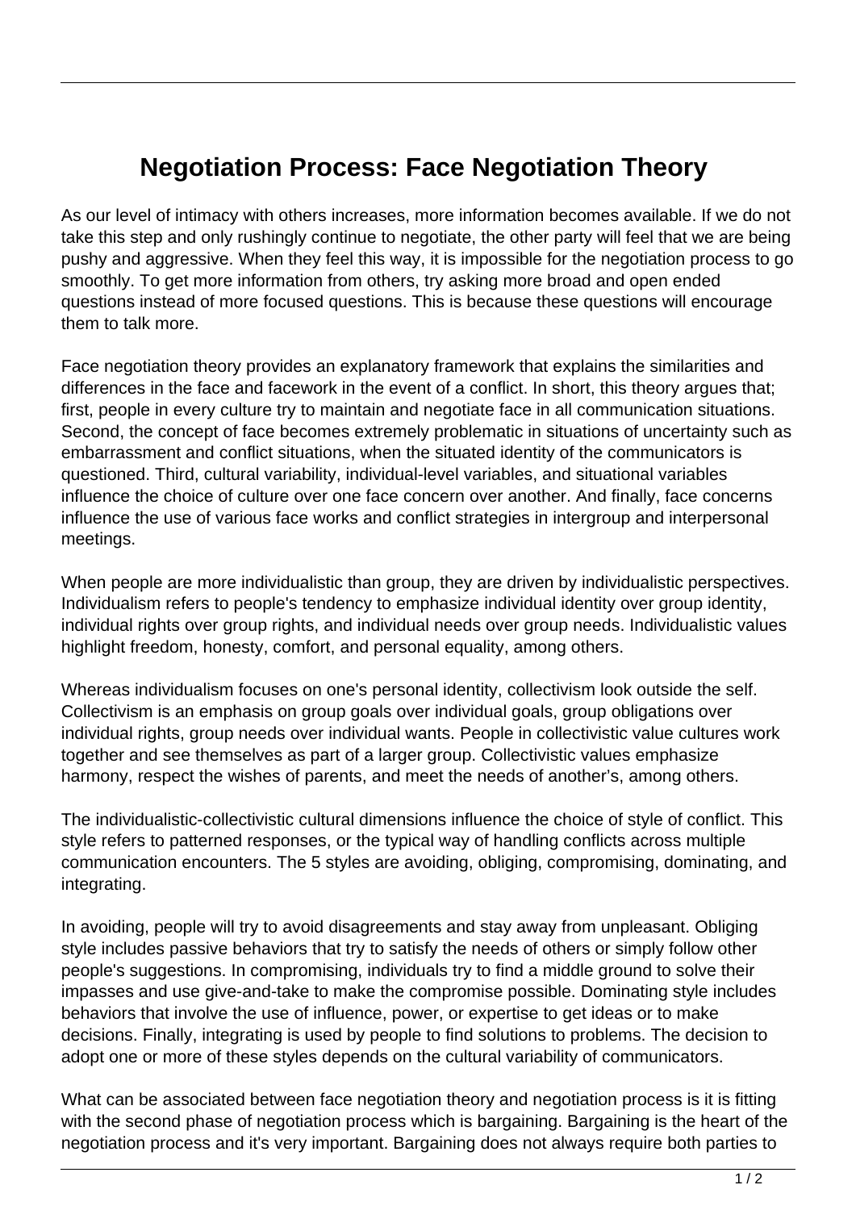# Negotiation Process: Face Negotiation Theory

As our level of intimacy with others increases, more information becomes available. If we do not take this step and only rushingly continue to negotiate, the other party will feel that we are being pushy and aggressive. When they feel this way, it is impossible for the negotiation process to go smoothly. To get more information from others, try asking more broad and open ended questions instead of more focused questions. This is because these questions will encourage them to talk more.

Face negotiation theory provides an explanatory framework that explains the similarities and differences in the face and facework in the event of a conflict. In short, this theory argues that; first, people in every culture try to maintain and negotiate face in all communication situations. Second, the concept of face becomes extremely problematic in situations of uncertainty such as embarrassment and conflict situations, when the situated identity of the communicators is questioned. Third, cultural variability, individual-level variables, and situational variables influence the choice of culture over one face concern over another. And finally, face concerns influence the use of various face works and conflict strategies in intergroup and interpersonal meetings.

When people are more individualistic than group, they are driven by individualistic perspectives. Individualism refers to people's tendency to emphasize individual identity over group identity, individual rights over group rights, and individual needs over group needs. Individualistic values highlight freedom, honesty, comfort, and personal equality, among others.

Whereas individualism focuses on one's personal identity, collectivism look outside the self. Collectivism is an emphasis on group goals over individual goals, group obligations over individual rights, group needs over individual wants. People in collectivistic value cultures work together and see themselves as part of a larger group. Collectivistic values emphasize harmony, respect the wishes of parents, and meet the needs of another's, among others.

The individualistic-collectivistic cultural dimensions influence the choice of style of conflict. This style refers to patterned responses, or the typical way of handling conflicts across multiple communication encounters. The 5 styles are avoiding, obliging, compromising, dominating, and integrating.

In avoiding, people will try to avoid disagreements and stay away from unpleasant. Obliging style includes passive behaviors that try to satisfy the needs of others or simply follow other people's suggestions. In compromising, individuals try to find a middle ground to solve their impasses and use give-and-take to make the compromise possible. Dominating style includes behaviors that involve the use of influence, power, or expertise to get ideas or to make decisions. Finally, integrating is used by people to find solutions to problems. The decision to adopt one or more of these styles depends on the cultural variability of communicators.

What can be associated between face negotiation theory and negotiation process is it is fitting with the second phase of negotiation process which is bargaining. Bargaining is the heart of the negotiation process and it's very important. Bargaining does not always require both parties to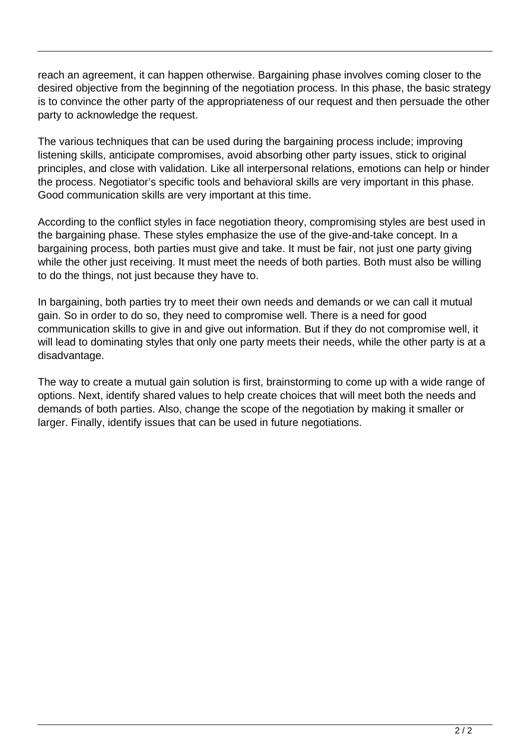reach an agreement, it can happen otherwise. Bargaining phase involves coming closer to the desired objective from the beginning of the negotiation process. In this phase, the basic strategy is to convince the other party of the appropriateness of our request and then persuade the other party to acknowledge the request.

The various techniques that can be used during the bargaining process include; improving listening skills, anticipate compromises, avoid absorbing other party issues, stick to original principles, and close with validation. Like all interpersonal relations, emotions can help or hinder the process. Negotiator's specific tools and behavioral skills are very important in this phase. Good communication skills are very important at this time.

According to the conflict styles in face negotiation theory, compromising styles are best used in the bargaining phase. These styles emphasize the use of the give-and-take concept. In a bargaining process, both parties must give and take. It must be fair, not just one party giving while the other just receiving. It must meet the needs of both parties. Both must also be willing to do the things, not just because they have to.

In bargaining, both parties try to meet their own needs and demands or we can call it mutual gain. So in order to do so, they need to compromise well. There is a need for good communication skills to give in and give out information. But if they do not compromise well, it will lead to dominating styles that only one party meets their needs, while the other party is at a disadvantage.

The way to create a mutual gain solution is first, brainstorming to come up with a wide range of options. Next, identify shared values to help create choices that will meet both the needs and demands of both parties. Also, change the scope of the negotiation by making it smaller or larger. Finally, identify issues that can be used in future negotiations.